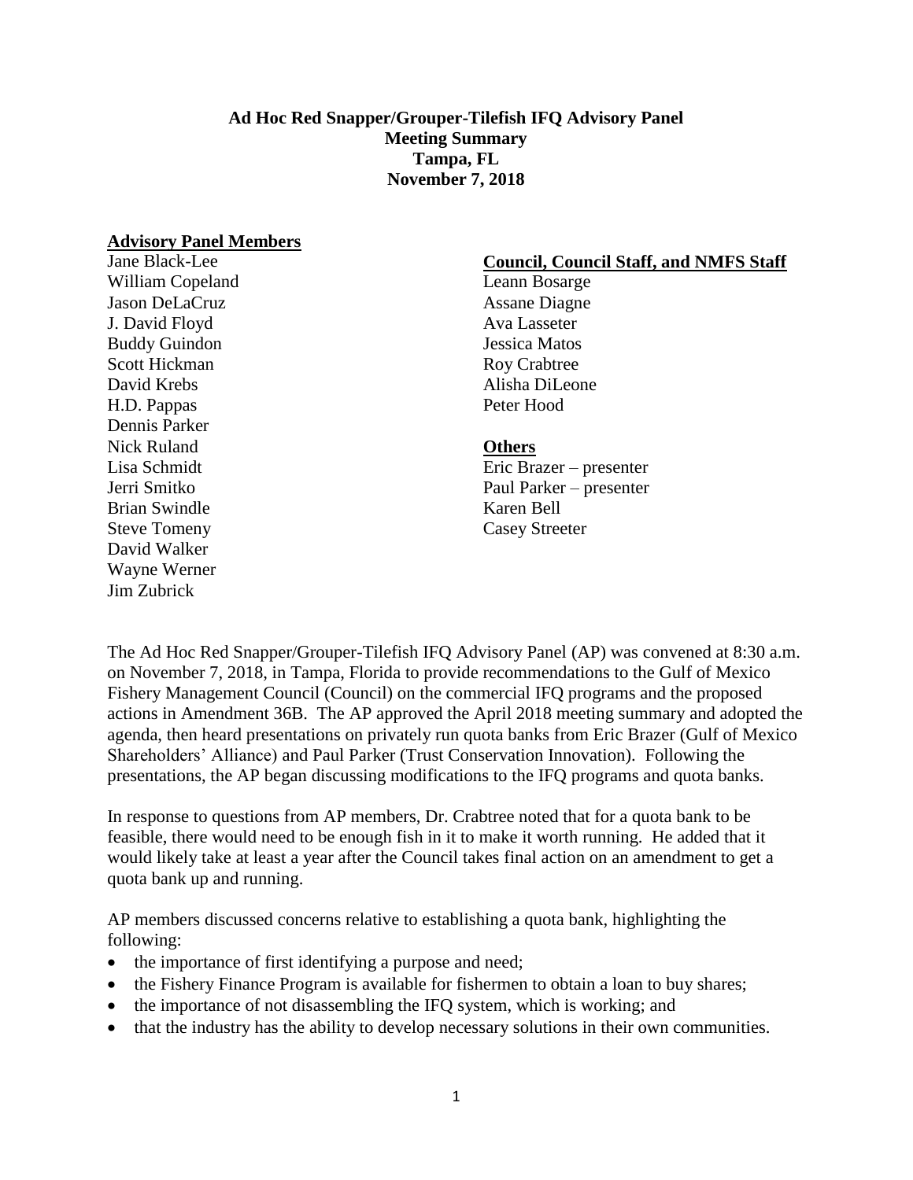**Ad Hoc Red Snapper/Grouper-Tilefish IFQ Advisory Panel**
**Meeting Summary**
**Tampa, FL**
**November 7, 2018**

**Advisory Panel Members**

Jane Black-Lee
William Copeland
Jason DeLaCruz
J. David Floyd
Buddy Guindon
Scott Hickman
David Krebs
H.D. Pappas
Dennis Parker
Nick Ruland
Lisa Schmidt
Jerri Smitko
Brian Swindle
Steve Tomeny
David Walker
Wayne Werner
Jim Zubrick

**Council, Council Staff, and NMFS Staff**

Leann Bosarge
Assane Diagne
Ava Lasseter
Jessica Matos
Roy Crabtree
Alisha DiLeone
Peter Hood

**Others**

Eric Brazer – presenter
Paul Parker – presenter
Karen Bell
Casey Streeter

The Ad Hoc Red Snapper/Grouper-Tilefish IFQ Advisory Panel (AP) was convened at 8:30 a.m. on November 7, 2018, in Tampa, Florida to provide recommendations to the Gulf of Mexico Fishery Management Council (Council) on the commercial IFQ programs and the proposed actions in Amendment 36B. The AP approved the April 2018 meeting summary and adopted the agenda, then heard presentations on privately run quota banks from Eric Brazer (Gulf of Mexico Shareholders' Alliance) and Paul Parker (Trust Conservation Innovation). Following the presentations, the AP began discussing modifications to the IFQ programs and quota banks.

In response to questions from AP members, Dr. Crabtree noted that for a quota bank to be feasible, there would need to be enough fish in it to make it worth running. He added that it would likely take at least a year after the Council takes final action on an amendment to get a quota bank up and running.

AP members discussed concerns relative to establishing a quota bank, highlighting the following:

- the importance of first identifying a purpose and need;
- the Fishery Finance Program is available for fishermen to obtain a loan to buy shares;
- the importance of not disassembling the IFQ system, which is working; and
- that the industry has the ability to develop necessary solutions in their own communities.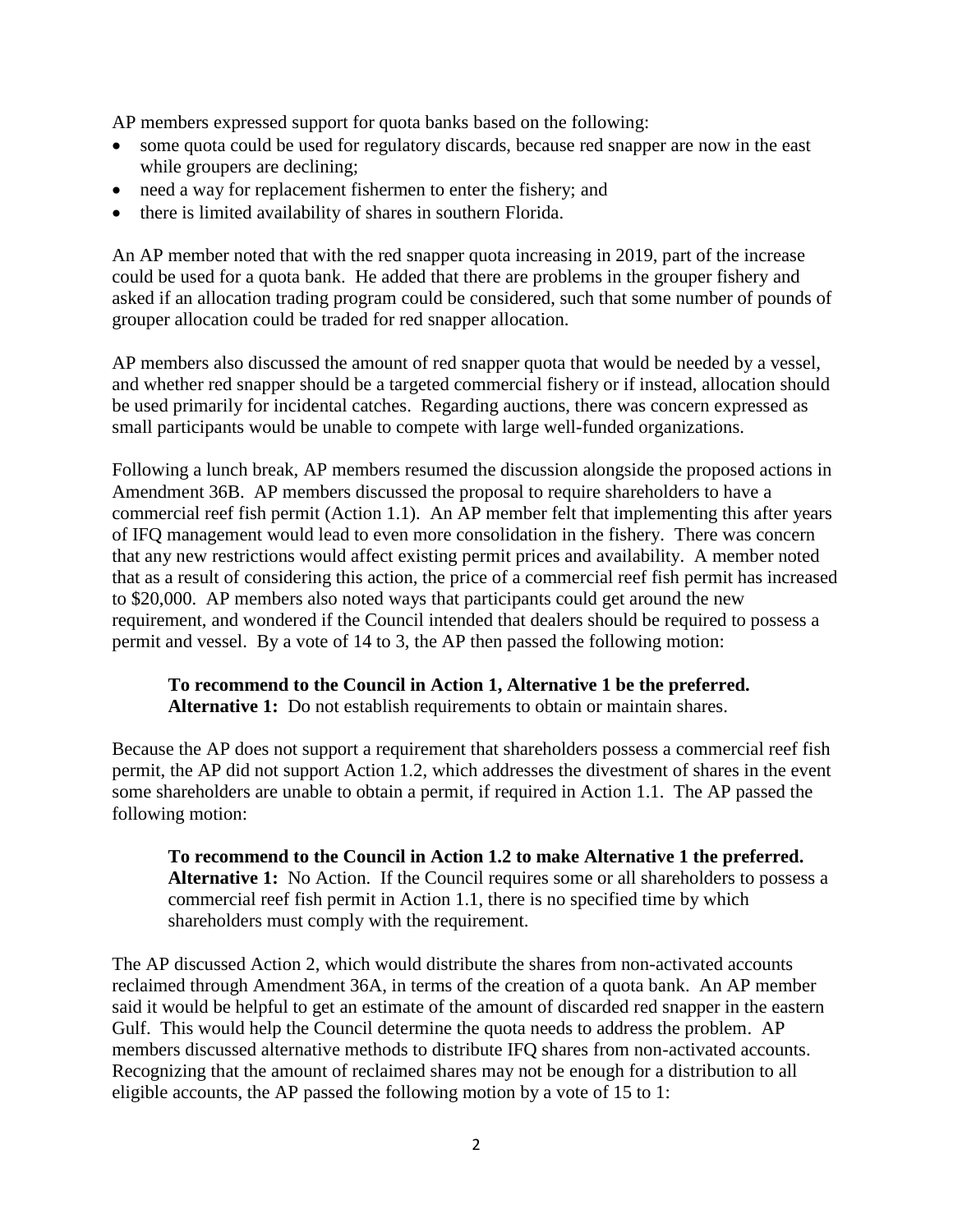AP members expressed support for quota banks based on the following:

- some quota could be used for regulatory discards, because red snapper are now in the east while groupers are declining;
- need a way for replacement fishermen to enter the fishery; and
- there is limited availability of shares in southern Florida.

An AP member noted that with the red snapper quota increasing in 2019, part of the increase could be used for a quota bank. He added that there are problems in the grouper fishery and asked if an allocation trading program could be considered, such that some number of pounds of grouper allocation could be traded for red snapper allocation.

AP members also discussed the amount of red snapper quota that would be needed by a vessel, and whether red snapper should be a targeted commercial fishery or if instead, allocation should be used primarily for incidental catches. Regarding auctions, there was concern expressed as small participants would be unable to compete with large well-funded organizations.

Following a lunch break, AP members resumed the discussion alongside the proposed actions in Amendment 36B. AP members discussed the proposal to require shareholders to have a commercial reef fish permit (Action 1.1). An AP member felt that implementing this after years of IFQ management would lead to even more consolidation in the fishery. There was concern that any new restrictions would affect existing permit prices and availability. A member noted that as a result of considering this action, the price of a commercial reef fish permit has increased to $20,000. AP members also noted ways that participants could get around the new requirement, and wondered if the Council intended that dealers should be required to possess a permit and vessel. By a vote of 14 to 3, the AP then passed the following motion:

> **To recommend to the Council in Action 1, Alternative 1 be the preferred.**
> **Alternative 1:** Do not establish requirements to obtain or maintain shares.

Because the AP does not support a requirement that shareholders possess a commercial reef fish permit, the AP did not support Action 1.2, which addresses the divestment of shares in the event some shareholders are unable to obtain a permit, if required in Action 1.1. The AP passed the following motion:

> **To recommend to the Council in Action 1.2 to make Alternative 1 the preferred.**
> **Alternative 1:** No Action. If the Council requires some or all shareholders to possess a commercial reef fish permit in Action 1.1, there is no specified time by which shareholders must comply with the requirement.

The AP discussed Action 2, which would distribute the shares from non-activated accounts reclaimed through Amendment 36A, in terms of the creation of a quota bank. An AP member said it would be helpful to get an estimate of the amount of discarded red snapper in the eastern Gulf. This would help the Council determine the quota needs to address the problem. AP members discussed alternative methods to distribute IFQ shares from non-activated accounts. Recognizing that the amount of reclaimed shares may not be enough for a distribution to all eligible accounts, the AP passed the following motion by a vote of 15 to 1: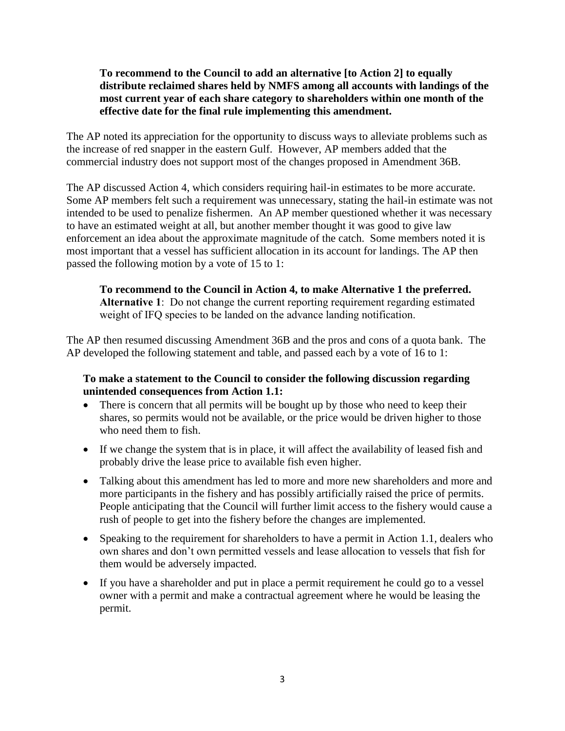**To recommend to the Council to add an alternative [to Action 2] to equally distribute reclaimed shares held by NMFS among all accounts with landings of the most current year of each share category to shareholders within one month of the effective date for the final rule implementing this amendment.**

The AP noted its appreciation for the opportunity to discuss ways to alleviate problems such as the increase of red snapper in the eastern Gulf. However, AP members added that the commercial industry does not support most of the changes proposed in Amendment 36B.

The AP discussed Action 4, which considers requiring hail-in estimates to be more accurate. Some AP members felt such a requirement was unnecessary, stating the hail-in estimate was not intended to be used to penalize fishermen. An AP member questioned whether it was necessary to have an estimated weight at all, but another member thought it was good to give law enforcement an idea about the approximate magnitude of the catch. Some members noted it is most important that a vessel has sufficient allocation in its account for landings. The AP then passed the following motion by a vote of 15 to 1:

**To recommend to the Council in Action 4, to make Alternative 1 the preferred.**
**Alternative 1**: Do not change the current reporting requirement regarding estimated weight of IFQ species to be landed on the advance landing notification.

The AP then resumed discussing Amendment 36B and the pros and cons of a quota bank. The AP developed the following statement and table, and passed each by a vote of 16 to 1:

**To make a statement to the Council to consider the following discussion regarding unintended consequences from Action 1.1:**

- There is concern that all permits will be bought up by those who need to keep their shares, so permits would not be available, or the price would be driven higher to those who need them to fish.
- If we change the system that is in place, it will affect the availability of leased fish and probably drive the lease price to available fish even higher.
- Talking about this amendment has led to more and more new shareholders and more and more participants in the fishery and has possibly artificially raised the price of permits. People anticipating that the Council will further limit access to the fishery would cause a rush of people to get into the fishery before the changes are implemented.
- Speaking to the requirement for shareholders to have a permit in Action 1.1, dealers who own shares and don't own permitted vessels and lease allocation to vessels that fish for them would be adversely impacted.
- If you have a shareholder and put in place a permit requirement he could go to a vessel owner with a permit and make a contractual agreement where he would be leasing the permit.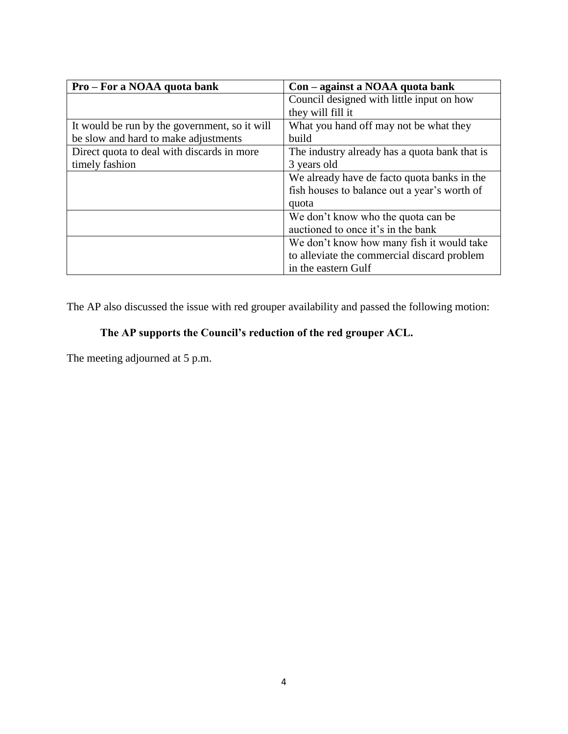| Pro – For a NOAA quota bank | Con – against a NOAA quota bank |
| --- | --- |
| | Council designed with little input on how they will fill it |
| It would be run by the government, so it will be slow and hard to make adjustments | What you hand off may not be what they build |
| Direct quota to deal with discards in more timely fashion | The industry already has a quota bank that is 3 years old |
| | We already have de facto quota banks in the fish houses to balance out a year's worth of quota |
| | We don't know who the quota can be auctioned to once it's in the bank |
| | We don't know how many fish it would take to alleviate the commercial discard problem in the eastern Gulf |

The AP also discussed the issue with red grouper availability and passed the following motion:

**The AP supports the Council's reduction of the red grouper ACL.**

The meeting adjourned at 5 p.m.